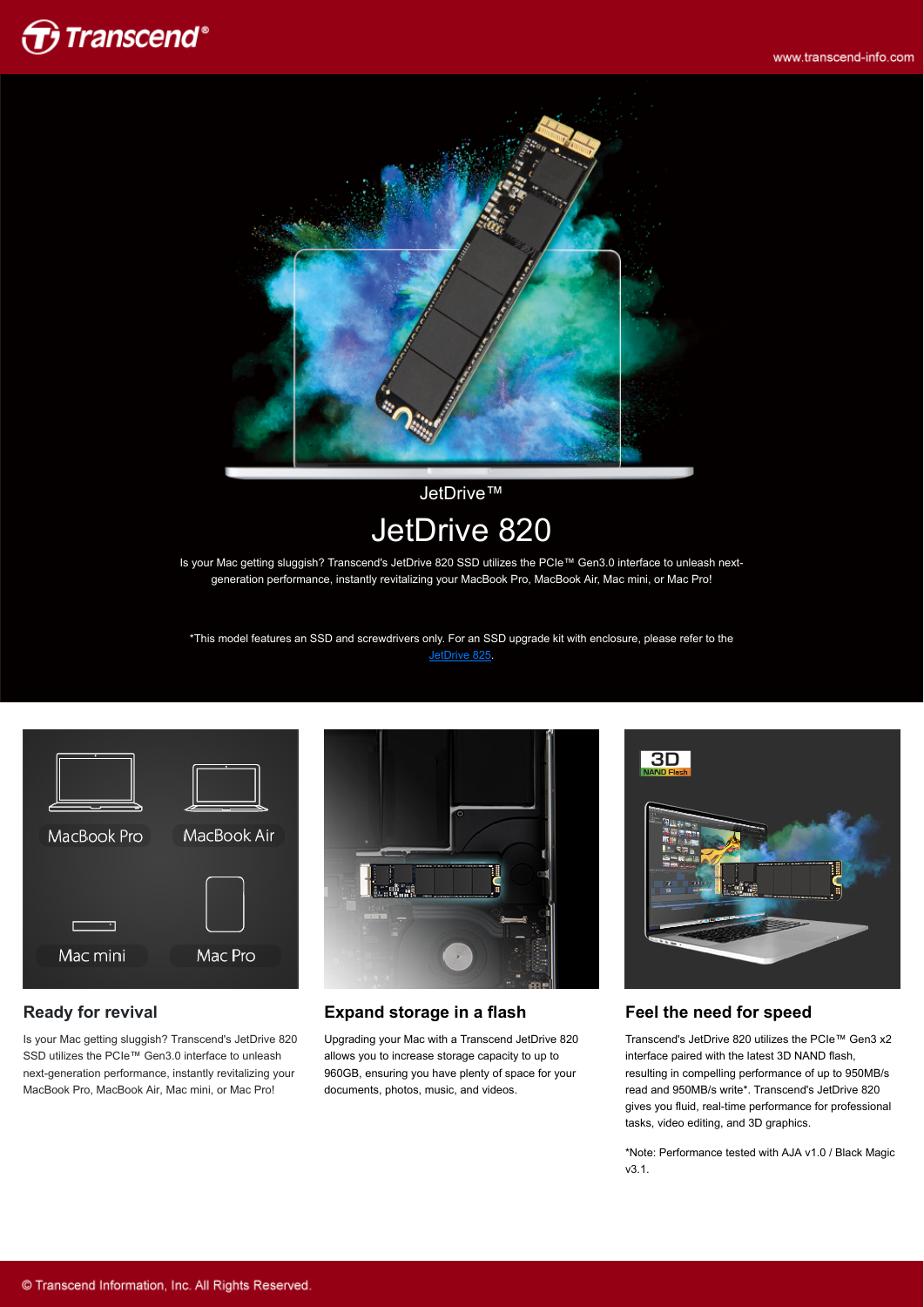JetDrive™

# JetDrive 820

Is your Mac getting sluggish? Transcend's JetDrive 820 SSD utilizes the PCIe™ Gen3.0 interface to unleash next-generation performance, instantly revitalizing your MacBook Pro, MacBook Air, Mac mini, or Mac Pro!

*This model features an SSD and screwdrivers only. For an SSD upgrade kit with enclosure, please refer to the JetDrive 825.

MacBook Pro MacBook Air Mac mini Mac Pro

## Ready for revival

Is your Mac getting sluggish? Transcend's JetDrive 820 SSD utilizes the PCIe™ Gen3.0 interface to unleash next-generation performance, instantly revitalizing your MacBook Pro, MacBook Air, Mac mini, or Mac Pro!

## Expand storage in a flash

Upgrading your Mac with a Transcend JetDrive 820 allows you to increase storage capacity to up to 960GB, ensuring you have plenty of space for your documents, photos, music, and videos.

## Feel the need for speed

Transcend's JetDrive 820 utilizes the PCIe™ Gen3 x2 interface paired with the latest 3D NAND flash, resulting in compelling performance of up to 950MB/s read and 950MB/s write*. Transcend's JetDrive 820 gives you fluid, real-time performance for professional tasks, video editing, and 3D graphics.

*Note: Performance tested with AJA v1.0 / Black Magic v3.1.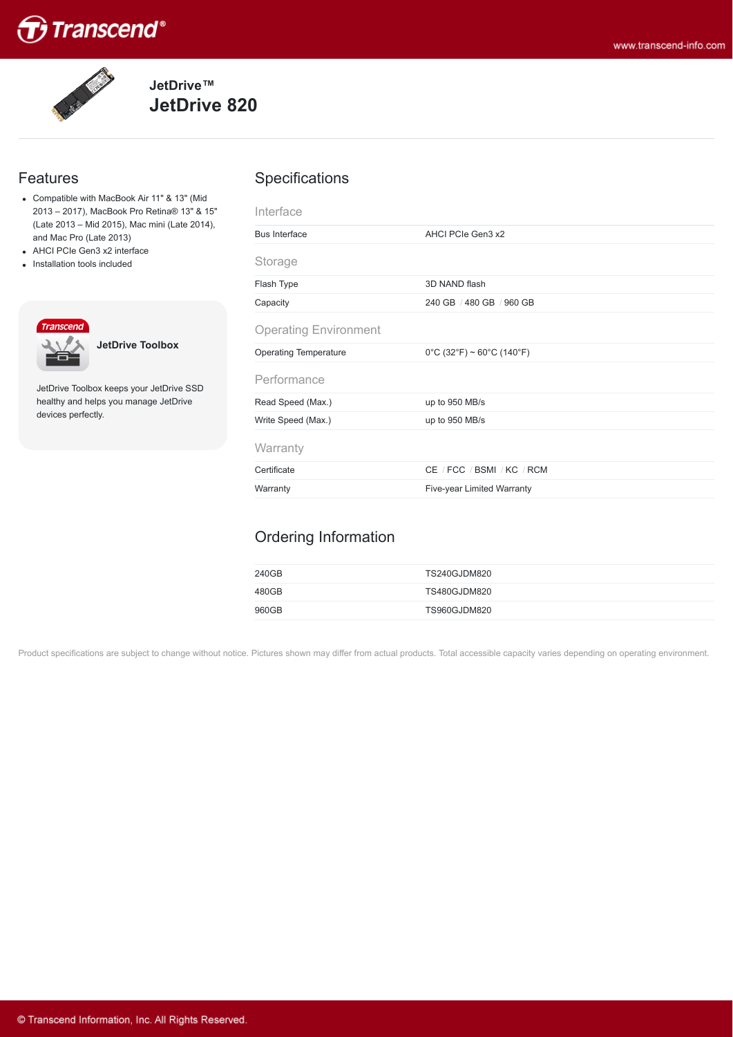# JetDrive™

## JetDrive 820

## Features

- Compatible with MacBook Air 11" & 13" (Mid 2013 – 2017), MacBook Pro Retina® 13" & 15" (Late 2013 – Mid 2015), Mac mini (Late 2014), and Mac Pro (Late 2013)
- AHCI PCIe Gen3 x2 interface
- Installation tools included

**JetDrive Toolbox**

JetDrive Toolbox keeps your JetDrive SSD healthy and helps you manage JetDrive devices perfectly.

## Specifications

### Interface

| | |
|---|---|
| Bus Interface | AHCI PCIe Gen3 x2 |

### Storage

| | |
|---|---|
| Flash Type | 3D NAND flash |
| Capacity | 240 GB / 480 GB / 960 GB |

### Operating Environment

| | |
|---|---|
| Operating Temperature | 0°C (32°F) ~ 60°C (140°F) |

### Performance

| | |
|---|---|
| Read Speed (Max.) | up to 950 MB/s |
| Write Speed (Max.) | up to 950 MB/s |

### Warranty

| | |
|---|---|
| Certificate | CE / FCC / BSMI / KC / RCM |
| Warranty | Five-year Limited Warranty |

## Ordering Information

| | |
|---|---|
| 240GB | TS240GJDM820 |
| 480GB | TS480GJDM820 |
| 960GB | TS960GJDM820 |

Product specifications are subject to change without notice. Pictures shown may differ from actual products. Total accessible capacity varies depending on operating environment.